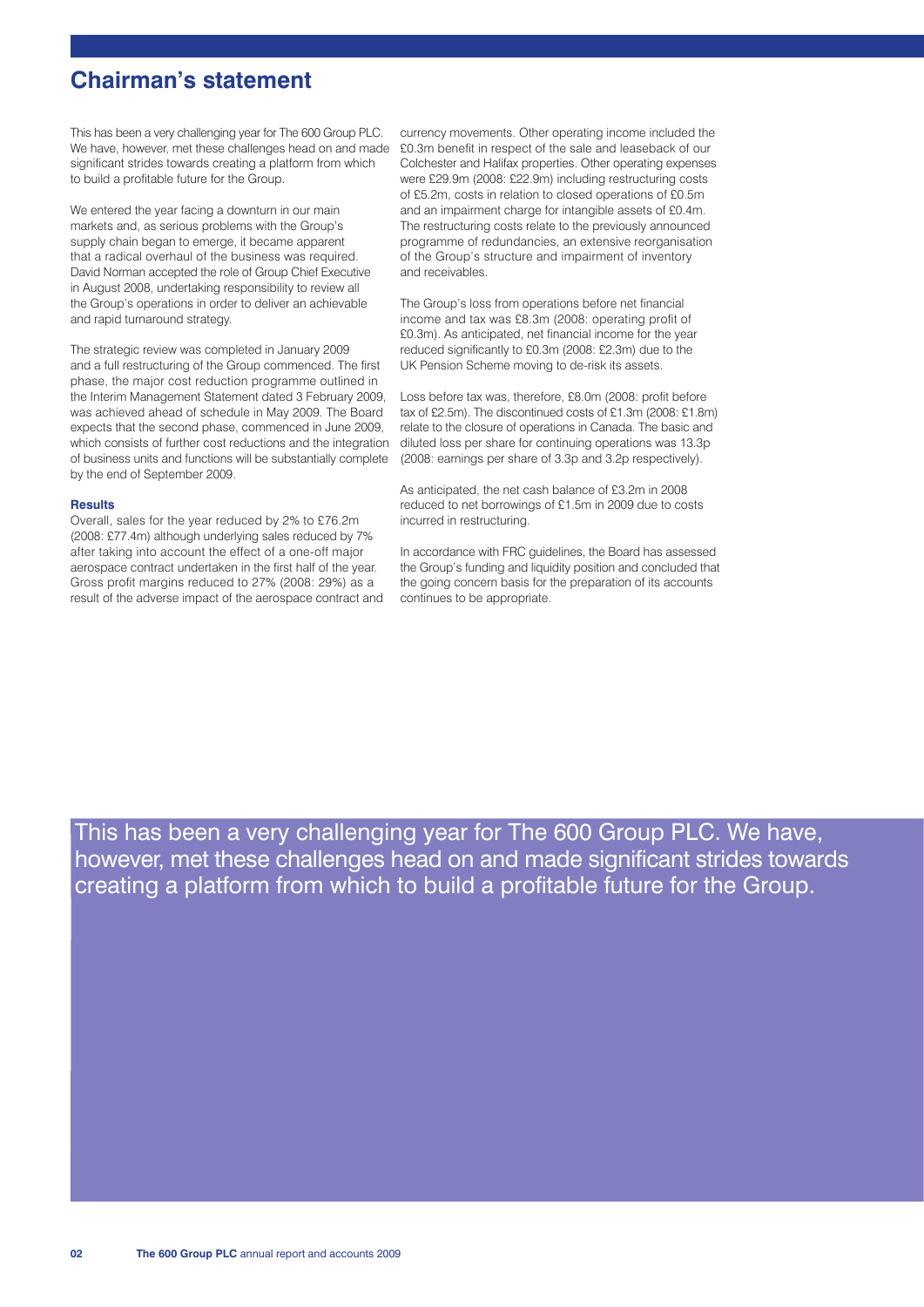# Chairman's statement

This has been a very challenging year for The 600 Group PLC. We have, however, met these challenges head on and made significant strides towards creating a platform from which to build a profitable future for the Group.

We entered the year facing a downturn in our main markets and, as serious problems with the Group's supply chain began to emerge, it became apparent that a radical overhaul of the business was required. David Norman accepted the role of Group Chief Executive in August 2008, undertaking responsibility to review all the Group's operations in order to deliver an achievable and rapid turnaround strategy.

The strategic review was completed in January 2009 and a full restructuring of the Group commenced. The first phase, the major cost reduction programme outlined in the Interim Management Statement dated 3 February 2009, was achieved ahead of schedule in May 2009. The Board expects that the second phase, commenced in June 2009, which consists of further cost reductions and the integration of business units and functions will be substantially complete by the end of September 2009.

### Results

Overall, sales for the year reduced by 2% to £76.2m (2008: £77.4m) although underlying sales reduced by 7% after taking into account the effect of a one-off major aerospace contract undertaken in the first half of the year. Gross profit margins reduced to 27% (2008: 29%) as a result of the adverse impact of the aerospace contract and currency movements. Other operating income included the £0.3m benefit in respect of the sale and leaseback of our Colchester and Halifax properties. Other operating expenses were £29.9m (2008: £22.9m) including restructuring costs of £5.2m, costs in relation to closed operations of £0.5m and an impairment charge for intangible assets of £0.4m. The restructuring costs relate to the previously announced programme of redundancies, an extensive reorganisation of the Group's structure and impairment of inventory and receivables.

The Group's loss from operations before net financial income and tax was £8.3m (2008: operating profit of £0.3m). As anticipated, net financial income for the year reduced significantly to £0.3m (2008: £2.3m) due to the UK Pension Scheme moving to de-risk its assets.

Loss before tax was, therefore, £8.0m (2008: profit before tax of £2.5m). The discontinued costs of £1.3m (2008: £1.8m) relate to the closure of operations in Canada. The basic and diluted loss per share for continuing operations was 13.3p (2008: earnings per share of 3.3p and 3.2p respectively).

As anticipated, the net cash balance of £3.2m in 2008 reduced to net borrowings of £1.5m in 2009 due to costs incurred in restructuring.

In accordance with FRC guidelines, the Board has assessed the Group's funding and liquidity position and concluded that the going concern basis for the preparation of its accounts continues to be appropriate.

This has been a very challenging year for The 600 Group PLC. We have, however, met these challenges head on and made significant strides towards creating a platform from which to build a profitable future for the Group.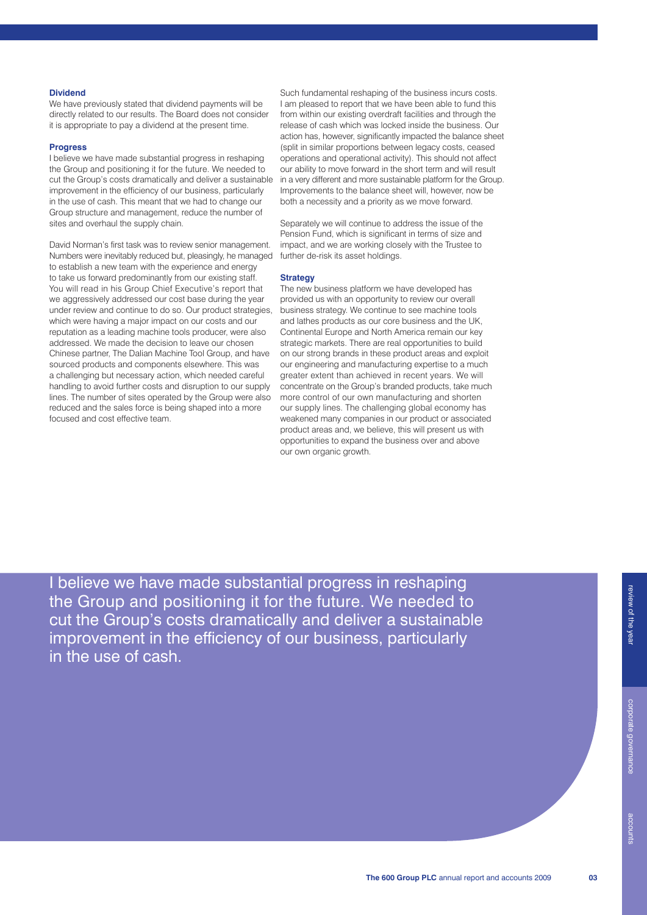## Dividend

We have previously stated that dividend payments will be directly related to our results. The Board does not consider it is appropriate to pay a dividend at the present time.

## Progress

I believe we have made substantial progress in reshaping the Group and positioning it for the future. We needed to cut the Group's costs dramatically and deliver a sustainable improvement in the efficiency of our business, particularly in the use of cash. This meant that we had to change our Group structure and management, reduce the number of sites and overhaul the supply chain.

David Norman's first task was to review senior management. Numbers were inevitably reduced but, pleasingly, he managed to establish a new team with the experience and energy to take us forward predominantly from our existing staff. You will read in his Group Chief Executive's report that we aggressively addressed our cost base during the year under review and continue to do so. Our product strategies, which were having a major impact on our costs and our reputation as a leading machine tools producer, were also addressed. We made the decision to leave our chosen Chinese partner, The Dalian Machine Tool Group, and have sourced products and components elsewhere. This was a challenging but necessary action, which needed careful handling to avoid further costs and disruption to our supply lines. The number of sites operated by the Group were also reduced and the sales force is being shaped into a more focused and cost effective team.

Such fundamental reshaping of the business incurs costs. I am pleased to report that we have been able to fund this from within our existing overdraft facilities and through the release of cash which was locked inside the business. Our action has, however, significantly impacted the balance sheet (split in similar proportions between legacy costs, ceased operations and operational activity). This should not affect our ability to move forward in the short term and will result in a very different and more sustainable platform for the Group. Improvements to the balance sheet will, however, now be both a necessity and a priority as we move forward.

Separately we will continue to address the issue of the Pension Fund, which is significant in terms of size and impact, and we are working closely with the Trustee to further de-risk its asset holdings.

## Strategy

The new business platform we have developed has provided us with an opportunity to review our overall business strategy. We continue to see machine tools and lathes products as our core business and the UK, Continental Europe and North America remain our key strategic markets. There are real opportunities to build on our strong brands in these product areas and exploit our engineering and manufacturing expertise to a much greater extent than achieved in recent years. We will concentrate on the Group's branded products, take much more control of our own manufacturing and shorten our supply lines. The challenging global economy has weakened many companies in our product or associated product areas and, we believe, this will present us with opportunities to expand the business over and above our own organic growth.

> I believe we have made substantial progress in reshaping the Group and positioning it for the future. We needed to cut the Group's costs dramatically and deliver a sustainable improvement in the efficiency of our business, particularly in the use of cash.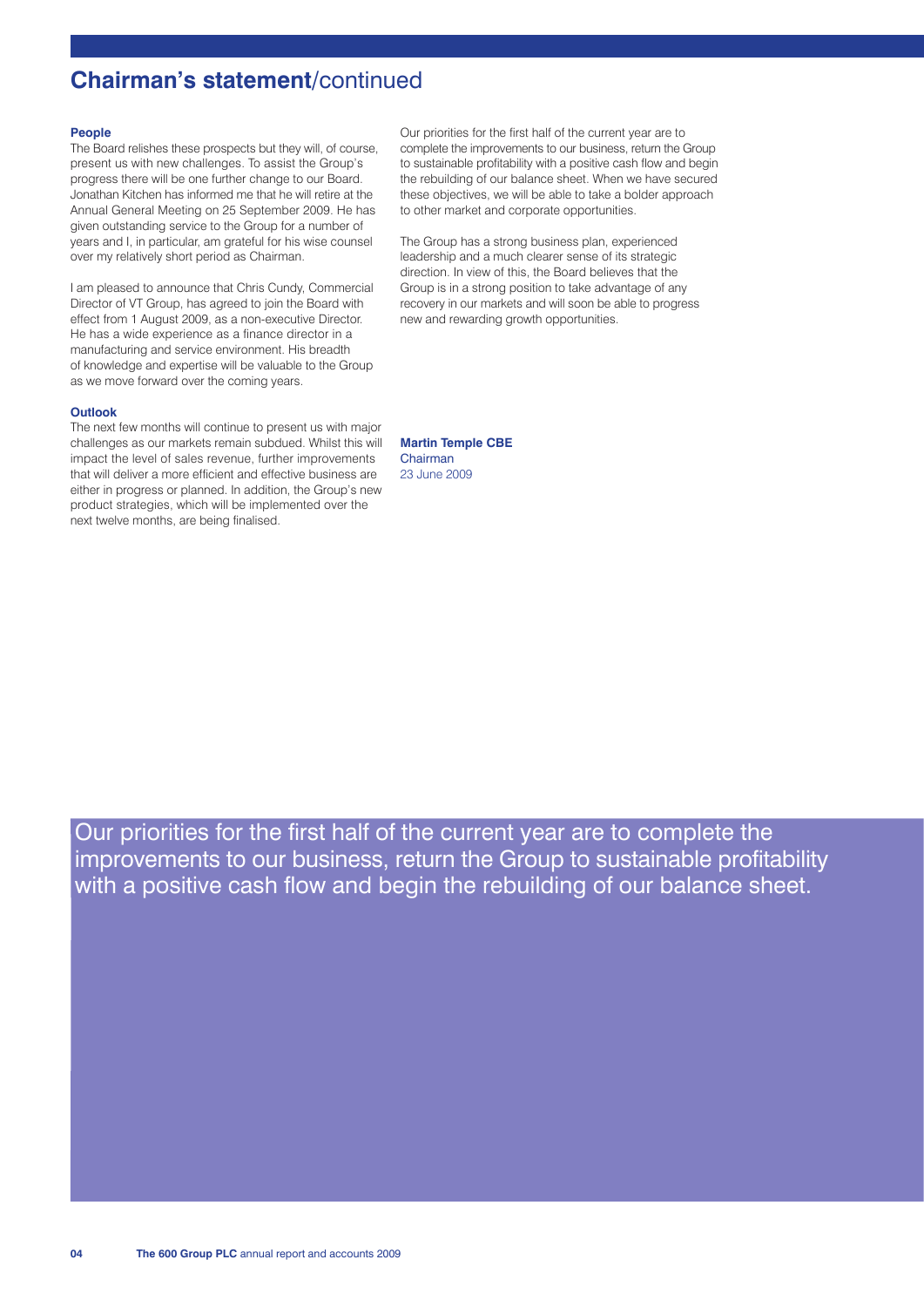# Chairman's statement/continued

### People

The Board relishes these prospects but they will, of course, present us with new challenges. To assist the Group's progress there will be one further change to our Board. Jonathan Kitchen has informed me that he will retire at the Annual General Meeting on 25 September 2009. He has given outstanding service to the Group for a number of years and I, in particular, am grateful for his wise counsel over my relatively short period as Chairman.

I am pleased to announce that Chris Cundy, Commercial Director of VT Group, has agreed to join the Board with effect from 1 August 2009, as a non-executive Director. He has a wide experience as a finance director in a manufacturing and service environment. His breadth of knowledge and expertise will be valuable to the Group as we move forward over the coming years.

### Outlook

The next few months will continue to present us with major challenges as our markets remain subdued. Whilst this will impact the level of sales revenue, further improvements that will deliver a more efficient and effective business are either in progress or planned. In addition, the Group's new product strategies, which will be implemented over the next twelve months, are being finalised.

Our priorities for the first half of the current year are to complete the improvements to our business, return the Group to sustainable profitability with a positive cash flow and begin the rebuilding of our balance sheet. When we have secured these objectives, we will be able to take a bolder approach to other market and corporate opportunities.

The Group has a strong business plan, experienced leadership and a much clearer sense of its strategic direction. In view of this, the Board believes that the Group is in a strong position to take advantage of any recovery in our markets and will soon be able to progress new and rewarding growth opportunities.

**Martin Temple CBE**
Chairman
23 June 2009

Our priorities for the first half of the current year are to complete the improvements to our business, return the Group to sustainable profitability with a positive cash flow and begin the rebuilding of our balance sheet.